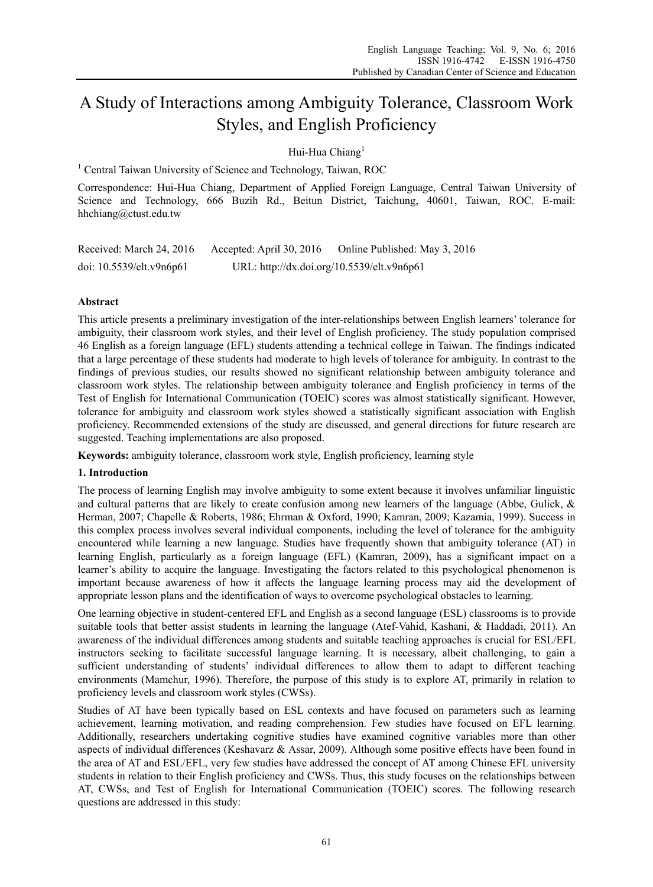# A Study of Interactions among Ambiguity Tolerance, Classroom Work Styles, and English Proficiency

Hui-Hua Chiang[1]

[1] Central Taiwan University of Science and Technology, Taiwan, ROC

Correspondence: Hui-Hua Chiang, Department of Applied Foreign Language, Central Taiwan University of Science and Technology, 666 Buzih Rd., Beitun District, Taichung, 40601, Taiwan, ROC. E-mail: hhchiang@ctust.edu.tw

Received: March 24, 2016 Accepted: April 30, 2016 Online Published: May 3, 2016

doi: 10.5539/elt.v9n6p61 URL: http://dx.doi.org/10.5539/elt.v9n6p61

## Abstract

This article presents a preliminary investigation of the inter-relationships between English learners' tolerance for ambiguity, their classroom work styles, and their level of English proficiency. The study population comprised 46 English as a foreign language (EFL) students attending a technical college in Taiwan. The findings indicated that a large percentage of these students had moderate to high levels of tolerance for ambiguity. In contrast to the findings of previous studies, our results showed no significant relationship between ambiguity tolerance and classroom work styles. The relationship between ambiguity tolerance and English proficiency in terms of the Test of English for International Communication (TOEIC) scores was almost statistically significant. However, tolerance for ambiguity and classroom work styles showed a statistically significant association with English proficiency. Recommended extensions of the study are discussed, and general directions for future research are suggested. Teaching implementations are also proposed.

**Keywords:** ambiguity tolerance, classroom work style, English proficiency, learning style

## 1. Introduction

The process of learning English may involve ambiguity to some extent because it involves unfamiliar linguistic and cultural patterns that are likely to create confusion among new learners of the language (Abbe, Gulick, & Herman, 2007; Chapelle & Roberts, 1986; Ehrman & Oxford, 1990; Kamran, 2009; Kazamia, 1999). Success in this complex process involves several individual components, including the level of tolerance for the ambiguity encountered while learning a new language. Studies have frequently shown that ambiguity tolerance (AT) in learning English, particularly as a foreign language (EFL) (Kamran, 2009), has a significant impact on a learner's ability to acquire the language. Investigating the factors related to this psychological phenomenon is important because awareness of how it affects the language learning process may aid the development of appropriate lesson plans and the identification of ways to overcome psychological obstacles to learning.

One learning objective in student-centered EFL and English as a second language (ESL) classrooms is to provide suitable tools that better assist students in learning the language (Atef-Vahid, Kashani, & Haddadi, 2011). An awareness of the individual differences among students and suitable teaching approaches is crucial for ESL/EFL instructors seeking to facilitate successful language learning. It is necessary, albeit challenging, to gain a sufficient understanding of students' individual differences to allow them to adapt to different teaching environments (Mamchur, 1996). Therefore, the purpose of this study is to explore AT, primarily in relation to proficiency levels and classroom work styles (CWSs).

Studies of AT have been typically based on ESL contexts and have focused on parameters such as learning achievement, learning motivation, and reading comprehension. Few studies have focused on EFL learning. Additionally, researchers undertaking cognitive studies have examined cognitive variables more than other aspects of individual differences (Keshavarz & Assar, 2009). Although some positive effects have been found in the area of AT and ESL/EFL, very few studies have addressed the concept of AT among Chinese EFL university students in relation to their English proficiency and CWSs. Thus, this study focuses on the relationships between AT, CWSs, and Test of English for International Communication (TOEIC) scores. The following research questions are addressed in this study: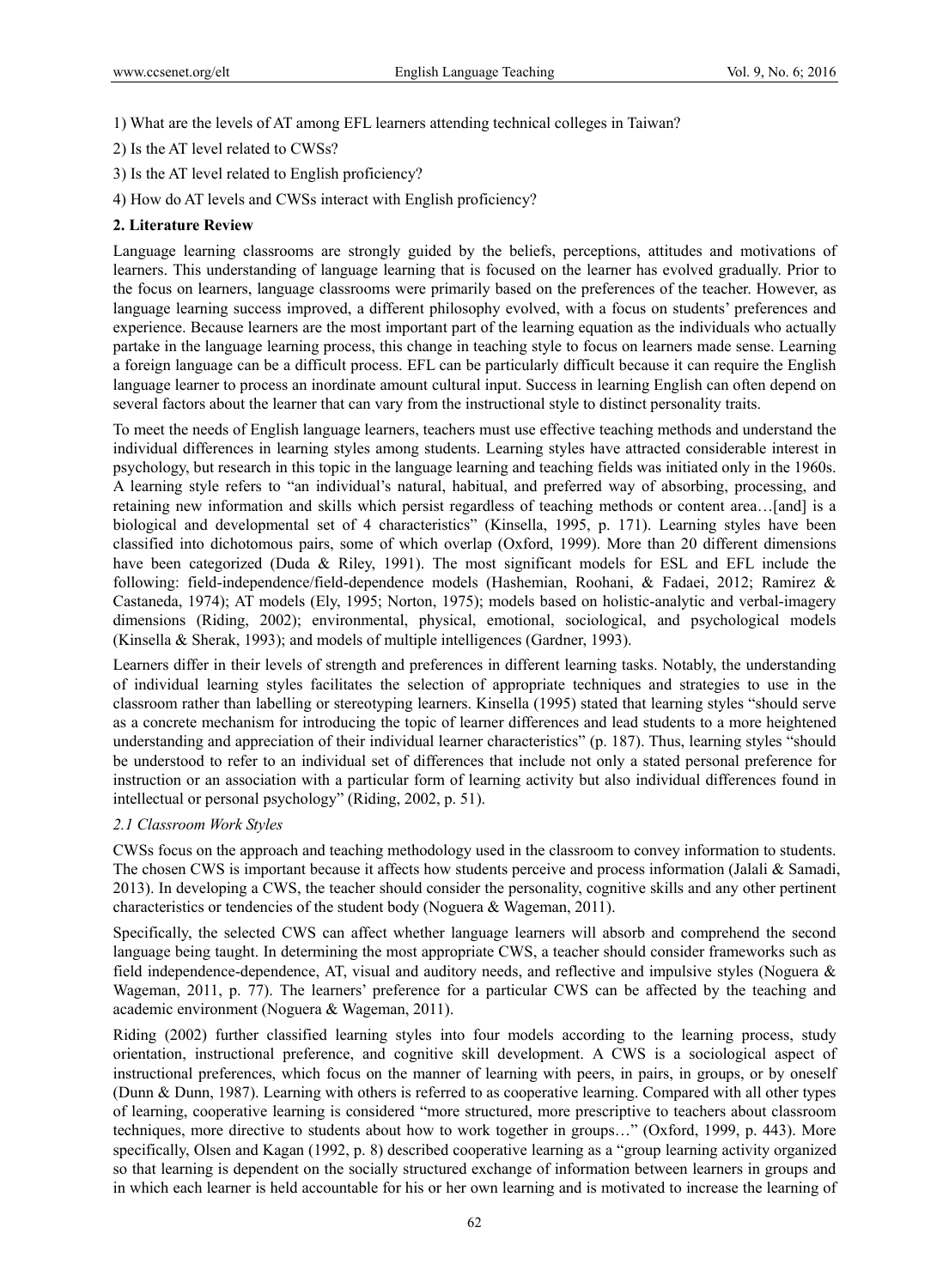1) What are the levels of AT among EFL learners attending technical colleges in Taiwan?

2) Is the AT level related to CWSs?

3) Is the AT level related to English proficiency?

4) How do AT levels and CWSs interact with English proficiency?

## 2. Literature Review

Language learning classrooms are strongly guided by the beliefs, perceptions, attitudes and motivations of learners. This understanding of language learning that is focused on the learner has evolved gradually. Prior to the focus on learners, language classrooms were primarily based on the preferences of the teacher. However, as language learning success improved, a different philosophy evolved, with a focus on students' preferences and experience. Because learners are the most important part of the learning equation as the individuals who actually partake in the language learning process, this change in teaching style to focus on learners made sense. Learning a foreign language can be a difficult process. EFL can be particularly difficult because it can require the English language learner to process an inordinate amount cultural input. Success in learning English can often depend on several factors about the learner that can vary from the instructional style to distinct personality traits.

To meet the needs of English language learners, teachers must use effective teaching methods and understand the individual differences in learning styles among students. Learning styles have attracted considerable interest in psychology, but research in this topic in the language learning and teaching fields was initiated only in the 1960s. A learning style refers to "an individual's natural, habitual, and preferred way of absorbing, processing, and retaining new information and skills which persist regardless of teaching methods or content area…[and] is a biological and developmental set of 4 characteristics" (Kinsella, 1995, p. 171). Learning styles have been classified into dichotomous pairs, some of which overlap (Oxford, 1999). More than 20 different dimensions have been categorized (Duda & Riley, 1991). The most significant models for ESL and EFL include the following: field-independence/field-dependence models (Hashemian, Roohani, & Fadaei, 2012; Ramirez & Castaneda, 1974); AT models (Ely, 1995; Norton, 1975); models based on holistic-analytic and verbal-imagery dimensions (Riding, 2002); environmental, physical, emotional, sociological, and psychological models (Kinsella & Sherak, 1993); and models of multiple intelligences (Gardner, 1993).

Learners differ in their levels of strength and preferences in different learning tasks. Notably, the understanding of individual learning styles facilitates the selection of appropriate techniques and strategies to use in the classroom rather than labelling or stereotyping learners. Kinsella (1995) stated that learning styles "should serve as a concrete mechanism for introducing the topic of learner differences and lead students to a more heightened understanding and appreciation of their individual learner characteristics" (p. 187). Thus, learning styles "should be understood to refer to an individual set of differences that include not only a stated personal preference for instruction or an association with a particular form of learning activity but also individual differences found in intellectual or personal psychology" (Riding, 2002, p. 51).

### *2.1 Classroom Work Styles*

CWSs focus on the approach and teaching methodology used in the classroom to convey information to students. The chosen CWS is important because it affects how students perceive and process information (Jalali & Samadi, 2013). In developing a CWS, the teacher should consider the personality, cognitive skills and any other pertinent characteristics or tendencies of the student body (Noguera & Wageman, 2011).

Specifically, the selected CWS can affect whether language learners will absorb and comprehend the second language being taught. In determining the most appropriate CWS, a teacher should consider frameworks such as field independence-dependence, AT, visual and auditory needs, and reflective and impulsive styles (Noguera & Wageman, 2011, p. 77). The learners' preference for a particular CWS can be affected by the teaching and academic environment (Noguera & Wageman, 2011).

Riding (2002) further classified learning styles into four models according to the learning process, study orientation, instructional preference, and cognitive skill development. A CWS is a sociological aspect of instructional preferences, which focus on the manner of learning with peers, in pairs, in groups, or by oneself (Dunn & Dunn, 1987). Learning with others is referred to as cooperative learning. Compared with all other types of learning, cooperative learning is considered "more structured, more prescriptive to teachers about classroom techniques, more directive to students about how to work together in groups…" (Oxford, 1999, p. 443). More specifically, Olsen and Kagan (1992, p. 8) described cooperative learning as a "group learning activity organized so that learning is dependent on the socially structured exchange of information between learners in groups and in which each learner is held accountable for his or her own learning and is motivated to increase the learning of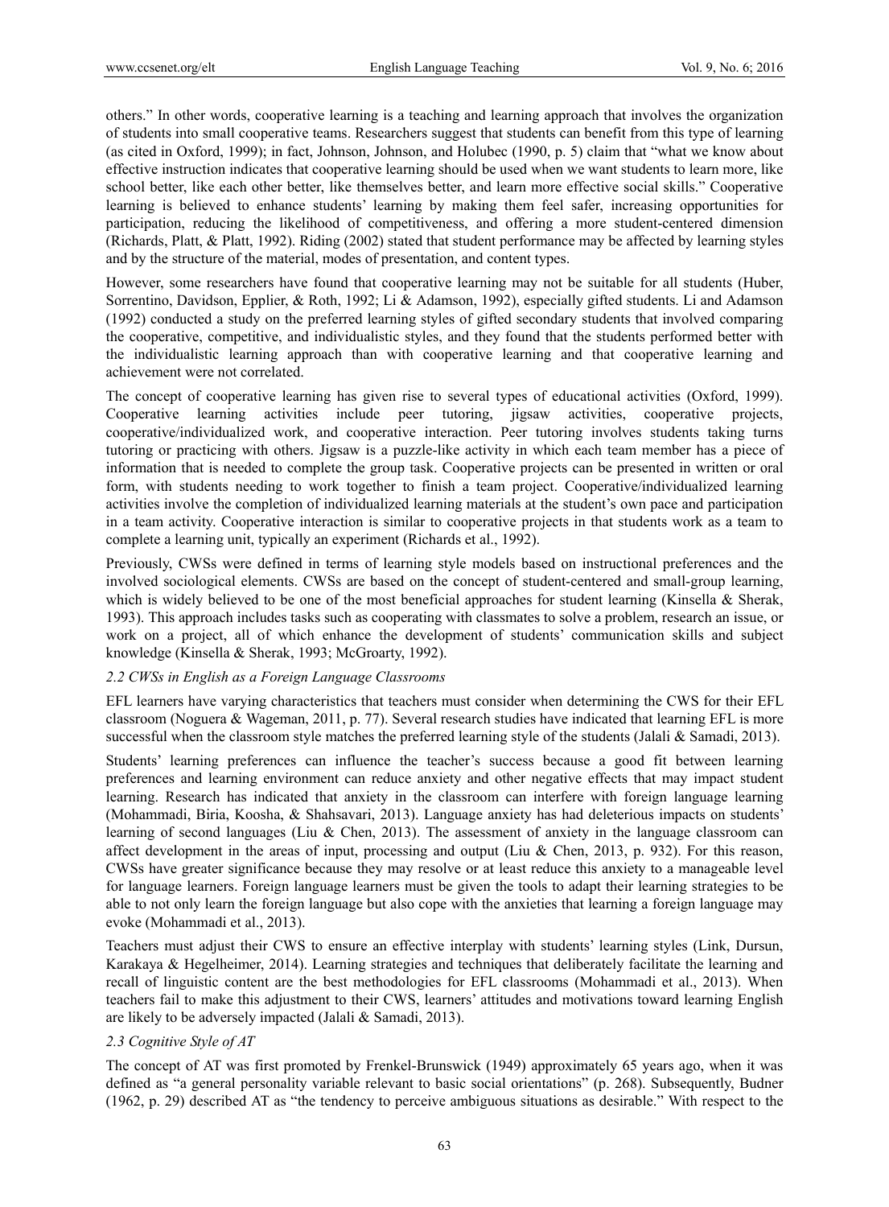others." In other words, cooperative learning is a teaching and learning approach that involves the organization of students into small cooperative teams. Researchers suggest that students can benefit from this type of learning (as cited in Oxford, 1999); in fact, Johnson, Johnson, and Holubec (1990, p. 5) claim that "what we know about effective instruction indicates that cooperative learning should be used when we want students to learn more, like school better, like each other better, like themselves better, and learn more effective social skills." Cooperative learning is believed to enhance students' learning by making them feel safer, increasing opportunities for participation, reducing the likelihood of competitiveness, and offering a more student-centered dimension (Richards, Platt, & Platt, 1992). Riding (2002) stated that student performance may be affected by learning styles and by the structure of the material, modes of presentation, and content types.

However, some researchers have found that cooperative learning may not be suitable for all students (Huber, Sorrentino, Davidson, Epplier, & Roth, 1992; Li & Adamson, 1992), especially gifted students. Li and Adamson (1992) conducted a study on the preferred learning styles of gifted secondary students that involved comparing the cooperative, competitive, and individualistic styles, and they found that the students performed better with the individualistic learning approach than with cooperative learning and that cooperative learning and achievement were not correlated.

The concept of cooperative learning has given rise to several types of educational activities (Oxford, 1999). Cooperative learning activities include peer tutoring, jigsaw activities, cooperative projects, cooperative/individualized work, and cooperative interaction. Peer tutoring involves students taking turns tutoring or practicing with others. Jigsaw is a puzzle-like activity in which each team member has a piece of information that is needed to complete the group task. Cooperative projects can be presented in written or oral form, with students needing to work together to finish a team project. Cooperative/individualized learning activities involve the completion of individualized learning materials at the student's own pace and participation in a team activity. Cooperative interaction is similar to cooperative projects in that students work as a team to complete a learning unit, typically an experiment (Richards et al., 1992).

Previously, CWSs were defined in terms of learning style models based on instructional preferences and the involved sociological elements. CWSs are based on the concept of student-centered and small-group learning, which is widely believed to be one of the most beneficial approaches for student learning (Kinsella & Sherak, 1993). This approach includes tasks such as cooperating with classmates to solve a problem, research an issue, or work on a project, all of which enhance the development of students' communication skills and subject knowledge (Kinsella & Sherak, 1993; McGroarty, 1992).

### *2.2 CWSs in English as a Foreign Language Classrooms*

EFL learners have varying characteristics that teachers must consider when determining the CWS for their EFL classroom (Noguera & Wageman, 2011, p. 77). Several research studies have indicated that learning EFL is more successful when the classroom style matches the preferred learning style of the students (Jalali & Samadi, 2013).

Students' learning preferences can influence the teacher's success because a good fit between learning preferences and learning environment can reduce anxiety and other negative effects that may impact student learning. Research has indicated that anxiety in the classroom can interfere with foreign language learning (Mohammadi, Biria, Koosha, & Shahsavari, 2013). Language anxiety has had deleterious impacts on students' learning of second languages (Liu & Chen, 2013). The assessment of anxiety in the language classroom can affect development in the areas of input, processing and output (Liu & Chen, 2013, p. 932). For this reason, CWSs have greater significance because they may resolve or at least reduce this anxiety to a manageable level for language learners. Foreign language learners must be given the tools to adapt their learning strategies to be able to not only learn the foreign language but also cope with the anxieties that learning a foreign language may evoke (Mohammadi et al., 2013).

Teachers must adjust their CWS to ensure an effective interplay with students' learning styles (Link, Dursun, Karakaya & Hegelheimer, 2014). Learning strategies and techniques that deliberately facilitate the learning and recall of linguistic content are the best methodologies for EFL classrooms (Mohammadi et al., 2013). When teachers fail to make this adjustment to their CWS, learners' attitudes and motivations toward learning English are likely to be adversely impacted (Jalali & Samadi, 2013).

### *2.3 Cognitive Style of AT*

The concept of AT was first promoted by Frenkel-Brunswick (1949) approximately 65 years ago, when it was defined as "a general personality variable relevant to basic social orientations" (p. 268). Subsequently, Budner (1962, p. 29) described AT as "the tendency to perceive ambiguous situations as desirable." With respect to the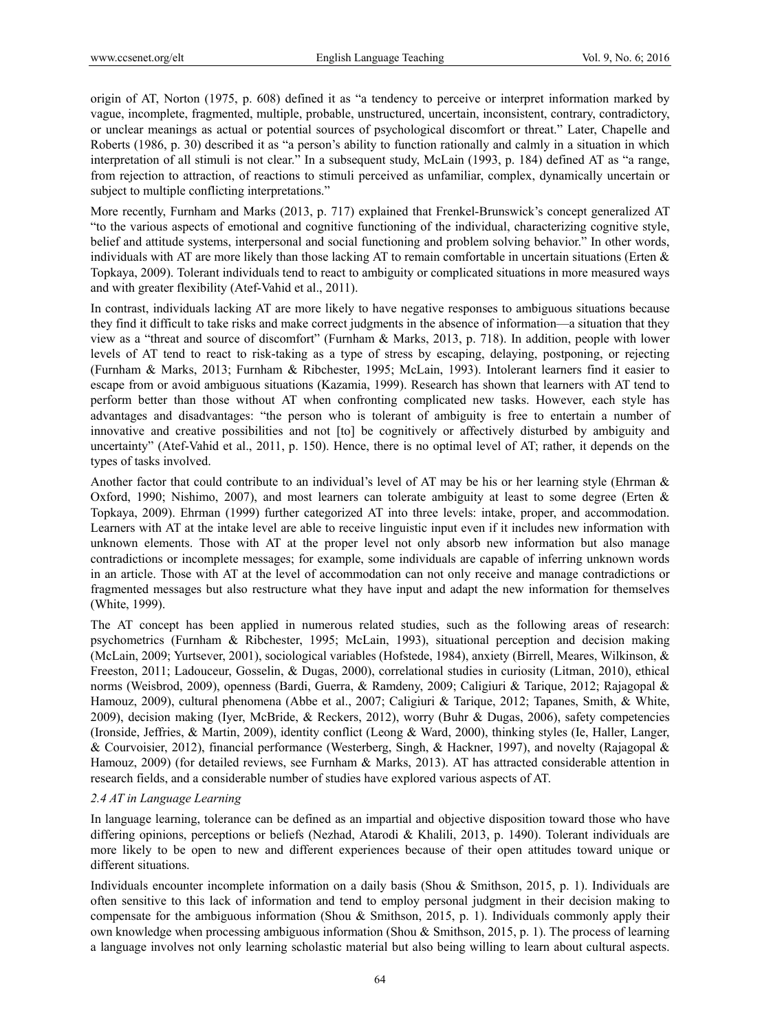origin of AT, Norton (1975, p. 608) defined it as "a tendency to perceive or interpret information marked by vague, incomplete, fragmented, multiple, probable, unstructured, uncertain, inconsistent, contrary, contradictory, or unclear meanings as actual or potential sources of psychological discomfort or threat." Later, Chapelle and Roberts (1986, p. 30) described it as "a person's ability to function rationally and calmly in a situation in which interpretation of all stimuli is not clear." In a subsequent study, McLain (1993, p. 184) defined AT as "a range, from rejection to attraction, of reactions to stimuli perceived as unfamiliar, complex, dynamically uncertain or subject to multiple conflicting interpretations."

More recently, Furnham and Marks (2013, p. 717) explained that Frenkel-Brunswick's concept generalized AT "to the various aspects of emotional and cognitive functioning of the individual, characterizing cognitive style, belief and attitude systems, interpersonal and social functioning and problem solving behavior." In other words, individuals with AT are more likely than those lacking AT to remain comfortable in uncertain situations (Erten & Topkaya, 2009). Tolerant individuals tend to react to ambiguity or complicated situations in more measured ways and with greater flexibility (Atef-Vahid et al., 2011).

In contrast, individuals lacking AT are more likely to have negative responses to ambiguous situations because they find it difficult to take risks and make correct judgments in the absence of information—a situation that they view as a "threat and source of discomfort" (Furnham & Marks, 2013, p. 718). In addition, people with lower levels of AT tend to react to risk-taking as a type of stress by escaping, delaying, postponing, or rejecting (Furnham & Marks, 2013; Furnham & Ribchester, 1995; McLain, 1993). Intolerant learners find it easier to escape from or avoid ambiguous situations (Kazamia, 1999). Research has shown that learners with AT tend to perform better than those without AT when confronting complicated new tasks. However, each style has advantages and disadvantages: "the person who is tolerant of ambiguity is free to entertain a number of innovative and creative possibilities and not [to] be cognitively or affectively disturbed by ambiguity and uncertainty" (Atef-Vahid et al., 2011, p. 150). Hence, there is no optimal level of AT; rather, it depends on the types of tasks involved.

Another factor that could contribute to an individual's level of AT may be his or her learning style (Ehrman & Oxford, 1990; Nishimo, 2007), and most learners can tolerate ambiguity at least to some degree (Erten & Topkaya, 2009). Ehrman (1999) further categorized AT into three levels: intake, proper, and accommodation. Learners with AT at the intake level are able to receive linguistic input even if it includes new information with unknown elements. Those with AT at the proper level not only absorb new information but also manage contradictions or incomplete messages; for example, some individuals are capable of inferring unknown words in an article. Those with AT at the level of accommodation can not only receive and manage contradictions or fragmented messages but also restructure what they have input and adapt the new information for themselves (White, 1999).

The AT concept has been applied in numerous related studies, such as the following areas of research: psychometrics (Furnham & Ribchester, 1995; McLain, 1993), situational perception and decision making (McLain, 2009; Yurtsever, 2001), sociological variables (Hofstede, 1984), anxiety (Birrell, Meares, Wilkinson, & Freeston, 2011; Ladouceur, Gosselin, & Dugas, 2000), correlational studies in curiosity (Litman, 2010), ethical norms (Weisbrod, 2009), openness (Bardi, Guerra, & Ramdeny, 2009; Caligiuri & Tarique, 2012; Rajagopal & Hamouz, 2009), cultural phenomena (Abbe et al., 2007; Caligiuri & Tarique, 2012; Tapanes, Smith, & White, 2009), decision making (Iyer, McBride, & Reckers, 2012), worry (Buhr & Dugas, 2006), safety competencies (Ironside, Jeffries, & Martin, 2009), identity conflict (Leong & Ward, 2000), thinking styles (Ie, Haller, Langer, & Courvoisier, 2012), financial performance (Westerberg, Singh, & Hackner, 1997), and novelty (Rajagopal & Hamouz, 2009) (for detailed reviews, see Furnham & Marks, 2013). AT has attracted considerable attention in research fields, and a considerable number of studies have explored various aspects of AT.

### *2.4 AT in Language Learning*

In language learning, tolerance can be defined as an impartial and objective disposition toward those who have differing opinions, perceptions or beliefs (Nezhad, Atarodi & Khalili, 2013, p. 1490). Tolerant individuals are more likely to be open to new and different experiences because of their open attitudes toward unique or different situations.

Individuals encounter incomplete information on a daily basis (Shou & Smithson, 2015, p. 1). Individuals are often sensitive to this lack of information and tend to employ personal judgment in their decision making to compensate for the ambiguous information (Shou & Smithson, 2015, p. 1). Individuals commonly apply their own knowledge when processing ambiguous information (Shou & Smithson, 2015, p. 1). The process of learning a language involves not only learning scholastic material but also being willing to learn about cultural aspects.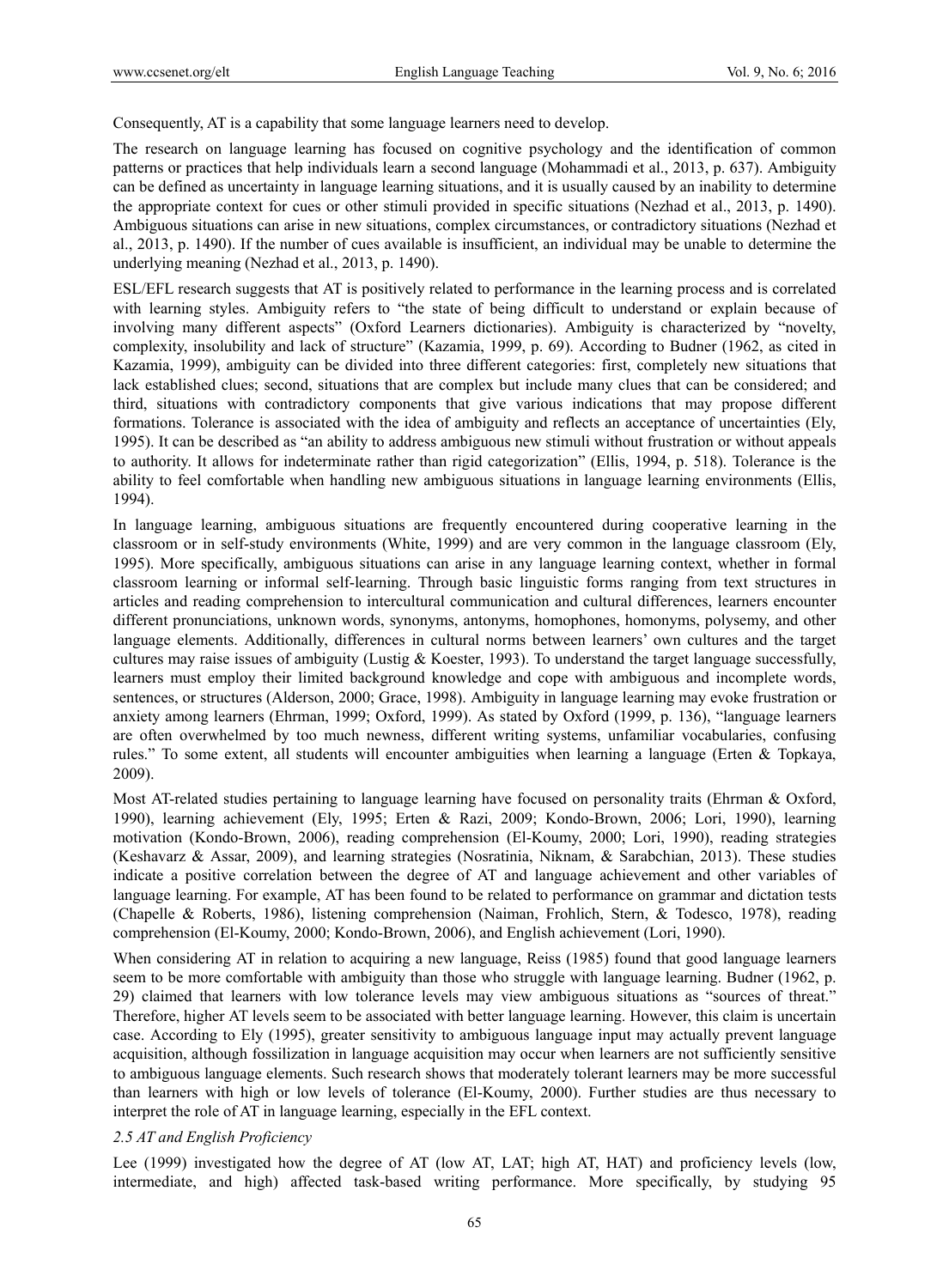Consequently, AT is a capability that some language learners need to develop.

The research on language learning has focused on cognitive psychology and the identification of common patterns or practices that help individuals learn a second language (Mohammadi et al., 2013, p. 637). Ambiguity can be defined as uncertainty in language learning situations, and it is usually caused by an inability to determine the appropriate context for cues or other stimuli provided in specific situations (Nezhad et al., 2013, p. 1490). Ambiguous situations can arise in new situations, complex circumstances, or contradictory situations (Nezhad et al., 2013, p. 1490). If the number of cues available is insufficient, an individual may be unable to determine the underlying meaning (Nezhad et al., 2013, p. 1490).

ESL/EFL research suggests that AT is positively related to performance in the learning process and is correlated with learning styles. Ambiguity refers to "the state of being difficult to understand or explain because of involving many different aspects" (Oxford Learners dictionaries). Ambiguity is characterized by "novelty, complexity, insolubility and lack of structure" (Kazamia, 1999, p. 69). According to Budner (1962, as cited in Kazamia, 1999), ambiguity can be divided into three different categories: first, completely new situations that lack established clues; second, situations that are complex but include many clues that can be considered; and third, situations with contradictory components that give various indications that may propose different formations. Tolerance is associated with the idea of ambiguity and reflects an acceptance of uncertainties (Ely, 1995). It can be described as "an ability to address ambiguous new stimuli without frustration or without appeals to authority. It allows for indeterminate rather than rigid categorization" (Ellis, 1994, p. 518). Tolerance is the ability to feel comfortable when handling new ambiguous situations in language learning environments (Ellis, 1994).

In language learning, ambiguous situations are frequently encountered during cooperative learning in the classroom or in self-study environments (White, 1999) and are very common in the language classroom (Ely, 1995). More specifically, ambiguous situations can arise in any language learning context, whether in formal classroom learning or informal self-learning. Through basic linguistic forms ranging from text structures in articles and reading comprehension to intercultural communication and cultural differences, learners encounter different pronunciations, unknown words, synonyms, antonyms, homophones, homonyms, polysemy, and other language elements. Additionally, differences in cultural norms between learners' own cultures and the target cultures may raise issues of ambiguity (Lustig & Koester, 1993). To understand the target language successfully, learners must employ their limited background knowledge and cope with ambiguous and incomplete words, sentences, or structures (Alderson, 2000; Grace, 1998). Ambiguity in language learning may evoke frustration or anxiety among learners (Ehrman, 1999; Oxford, 1999). As stated by Oxford (1999, p. 136), "language learners are often overwhelmed by too much newness, different writing systems, unfamiliar vocabularies, confusing rules." To some extent, all students will encounter ambiguities when learning a language (Erten & Topkaya, 2009).

Most AT-related studies pertaining to language learning have focused on personality traits (Ehrman & Oxford, 1990), learning achievement (Ely, 1995; Erten & Razi, 2009; Kondo-Brown, 2006; Lori, 1990), learning motivation (Kondo-Brown, 2006), reading comprehension (El-Koumy, 2000; Lori, 1990), reading strategies (Keshavarz & Assar, 2009), and learning strategies (Nosratinia, Niknam, & Sarabchian, 2013). These studies indicate a positive correlation between the degree of AT and language achievement and other variables of language learning. For example, AT has been found to be related to performance on grammar and dictation tests (Chapelle & Roberts, 1986), listening comprehension (Naiman, Frohlich, Stern, & Todesco, 1978), reading comprehension (El-Koumy, 2000; Kondo-Brown, 2006), and English achievement (Lori, 1990).

When considering AT in relation to acquiring a new language, Reiss (1985) found that good language learners seem to be more comfortable with ambiguity than those who struggle with language learning. Budner (1962, p. 29) claimed that learners with low tolerance levels may view ambiguous situations as "sources of threat." Therefore, higher AT levels seem to be associated with better language learning. However, this claim is uncertain case. According to Ely (1995), greater sensitivity to ambiguous language input may actually prevent language acquisition, although fossilization in language acquisition may occur when learners are not sufficiently sensitive to ambiguous language elements. Such research shows that moderately tolerant learners may be more successful than learners with high or low levels of tolerance (El-Koumy, 2000). Further studies are thus necessary to interpret the role of AT in language learning, especially in the EFL context.

### *2.5 AT and English Proficiency*

Lee (1999) investigated how the degree of AT (low AT, LAT; high AT, HAT) and proficiency levels (low, intermediate, and high) affected task-based writing performance. More specifically, by studying 95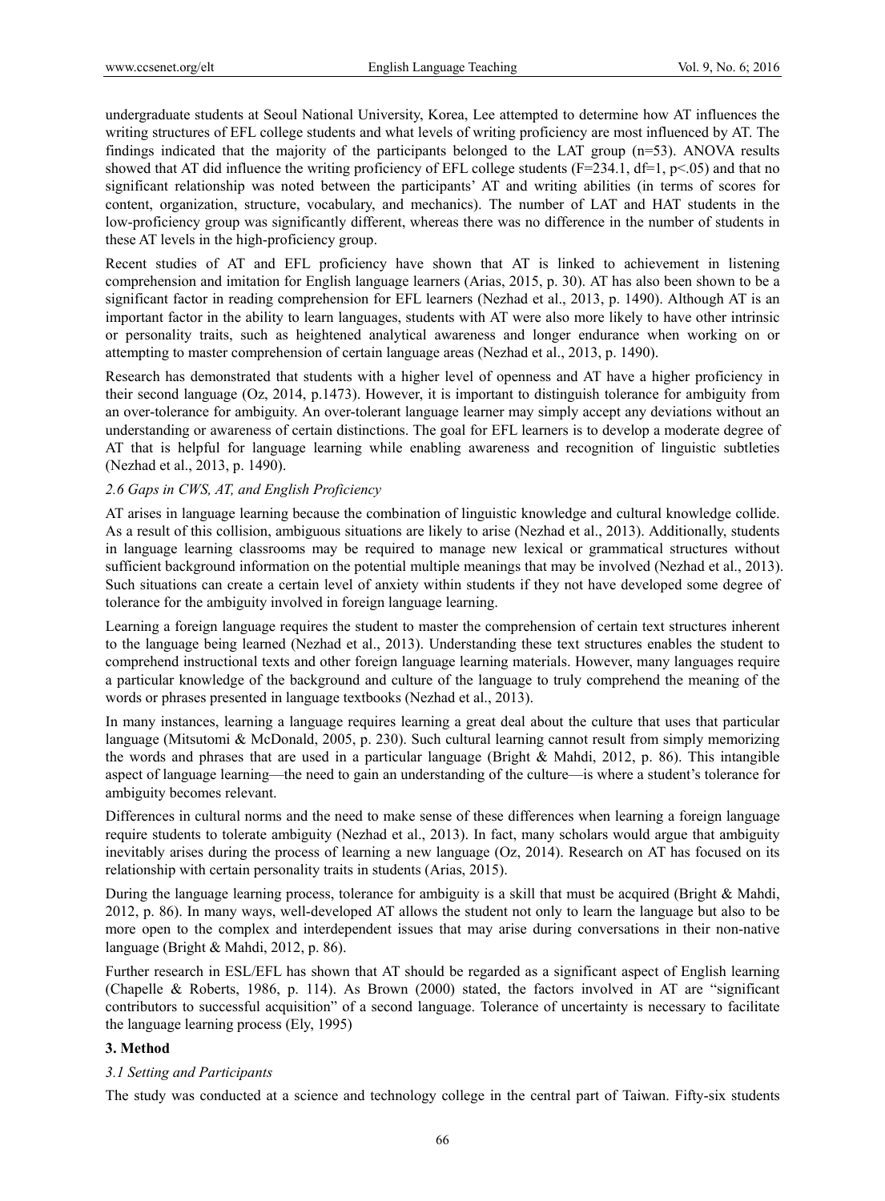undergraduate students at Seoul National University, Korea, Lee attempted to determine how AT influences the writing structures of EFL college students and what levels of writing proficiency are most influenced by AT. The findings indicated that the majority of the participants belonged to the LAT group (n=53). ANOVA results showed that AT did influence the writing proficiency of EFL college students ($F=234.1$, $df=1$, $p<.05$) and that no significant relationship was noted between the participants' AT and writing abilities (in terms of scores for content, organization, structure, vocabulary, and mechanics). The number of LAT and HAT students in the low-proficiency group was significantly different, whereas there was no difference in the number of students in these AT levels in the high-proficiency group.

Recent studies of AT and EFL proficiency have shown that AT is linked to achievement in listening comprehension and imitation for English language learners (Arias, 2015, p. 30). AT has also been shown to be a significant factor in reading comprehension for EFL learners (Nezhad et al., 2013, p. 1490). Although AT is an important factor in the ability to learn languages, students with AT were also more likely to have other intrinsic or personality traits, such as heightened analytical awareness and longer endurance when working on or attempting to master comprehension of certain language areas (Nezhad et al., 2013, p. 1490).

Research has demonstrated that students with a higher level of openness and AT have a higher proficiency in their second language (Oz, 2014, p.1473). However, it is important to distinguish tolerance for ambiguity from an over-tolerance for ambiguity. An over-tolerant language learner may simply accept any deviations without an understanding or awareness of certain distinctions. The goal for EFL learners is to develop a moderate degree of AT that is helpful for language learning while enabling awareness and recognition of linguistic subtleties (Nezhad et al., 2013, p. 1490).

### *2.6 Gaps in CWS, AT, and English Proficiency*

AT arises in language learning because the combination of linguistic knowledge and cultural knowledge collide. As a result of this collision, ambiguous situations are likely to arise (Nezhad et al., 2013). Additionally, students in language learning classrooms may be required to manage new lexical or grammatical structures without sufficient background information on the potential multiple meanings that may be involved (Nezhad et al., 2013). Such situations can create a certain level of anxiety within students if they not have developed some degree of tolerance for the ambiguity involved in foreign language learning.

Learning a foreign language requires the student to master the comprehension of certain text structures inherent to the language being learned (Nezhad et al., 2013). Understanding these text structures enables the student to comprehend instructional texts and other foreign language learning materials. However, many languages require a particular knowledge of the background and culture of the language to truly comprehend the meaning of the words or phrases presented in language textbooks (Nezhad et al., 2013).

In many instances, learning a language requires learning a great deal about the culture that uses that particular language (Mitsutomi & McDonald, 2005, p. 230). Such cultural learning cannot result from simply memorizing the words and phrases that are used in a particular language (Bright & Mahdi, 2012, p. 86). This intangible aspect of language learning—the need to gain an understanding of the culture—is where a student's tolerance for ambiguity becomes relevant.

Differences in cultural norms and the need to make sense of these differences when learning a foreign language require students to tolerate ambiguity (Nezhad et al., 2013). In fact, many scholars would argue that ambiguity inevitably arises during the process of learning a new language (Oz, 2014). Research on AT has focused on its relationship with certain personality traits in students (Arias, 2015).

During the language learning process, tolerance for ambiguity is a skill that must be acquired (Bright & Mahdi, 2012, p. 86). In many ways, well-developed AT allows the student not only to learn the language but also to be more open to the complex and interdependent issues that may arise during conversations in their non-native language (Bright & Mahdi, 2012, p. 86).

Further research in ESL/EFL has shown that AT should be regarded as a significant aspect of English learning (Chapelle & Roberts, 1986, p. 114). As Brown (2000) stated, the factors involved in AT are "significant contributors to successful acquisition" of a second language. Tolerance of uncertainty is necessary to facilitate the language learning process (Ely, 1995)

## 3. Method

### *3.1 Setting and Participants*

The study was conducted at a science and technology college in the central part of Taiwan. Fifty-six students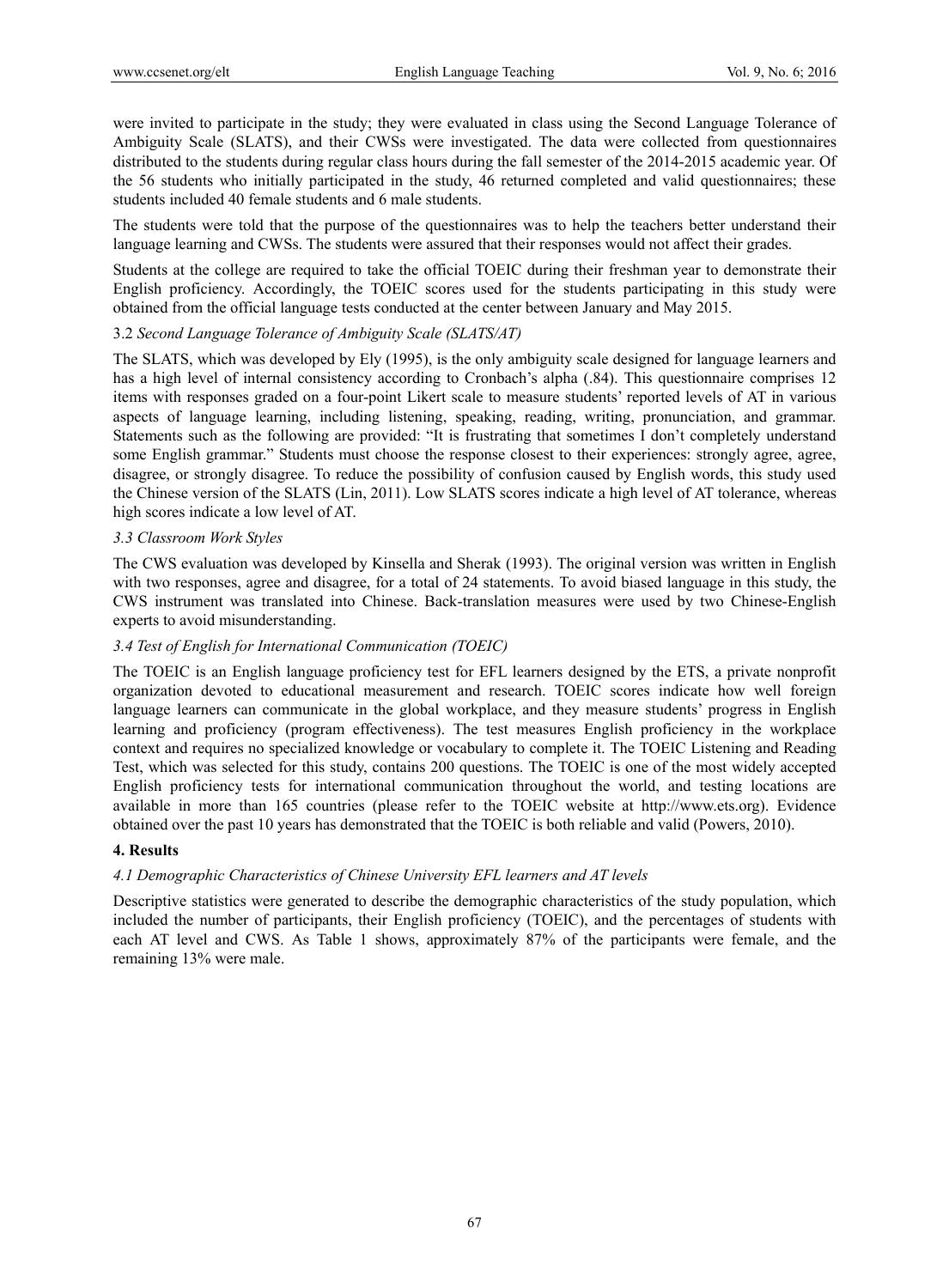were invited to participate in the study; they were evaluated in class using the Second Language Tolerance of Ambiguity Scale (SLATS), and their CWSs were investigated. The data were collected from questionnaires distributed to the students during regular class hours during the fall semester of the 2014-2015 academic year. Of the 56 students who initially participated in the study, 46 returned completed and valid questionnaires; these students included 40 female students and 6 male students.

The students were told that the purpose of the questionnaires was to help the teachers better understand their language learning and CWSs. The students were assured that their responses would not affect their grades.

Students at the college are required to take the official TOEIC during their freshman year to demonstrate their English proficiency. Accordingly, the TOEIC scores used for the students participating in this study were obtained from the official language tests conducted at the center between January and May 2015.

### 3.2 *Second Language Tolerance of Ambiguity Scale (SLATS/AT)*

The SLATS, which was developed by Ely (1995), is the only ambiguity scale designed for language learners and has a high level of internal consistency according to Cronbach's alpha (.84). This questionnaire comprises 12 items with responses graded on a four-point Likert scale to measure students' reported levels of AT in various aspects of language learning, including listening, speaking, reading, writing, pronunciation, and grammar. Statements such as the following are provided: "It is frustrating that sometimes I don't completely understand some English grammar." Students must choose the response closest to their experiences: strongly agree, agree, disagree, or strongly disagree. To reduce the possibility of confusion caused by English words, this study used the Chinese version of the SLATS (Lin, 2011). Low SLATS scores indicate a high level of AT tolerance, whereas high scores indicate a low level of AT.

### *3.3 Classroom Work Styles*

The CWS evaluation was developed by Kinsella and Sherak (1993). The original version was written in English with two responses, agree and disagree, for a total of 24 statements. To avoid biased language in this study, the CWS instrument was translated into Chinese. Back-translation measures were used by two Chinese-English experts to avoid misunderstanding.

### *3.4 Test of English for International Communication (TOEIC)*

The TOEIC is an English language proficiency test for EFL learners designed by the ETS, a private nonprofit organization devoted to educational measurement and research. TOEIC scores indicate how well foreign language learners can communicate in the global workplace, and they measure students' progress in English learning and proficiency (program effectiveness). The test measures English proficiency in the workplace context and requires no specialized knowledge or vocabulary to complete it. The TOEIC Listening and Reading Test, which was selected for this study, contains 200 questions. The TOEIC is one of the most widely accepted English proficiency tests for international communication throughout the world, and testing locations are available in more than 165 countries (please refer to the TOEIC website at http://www.ets.org). Evidence obtained over the past 10 years has demonstrated that the TOEIC is both reliable and valid (Powers, 2010).

## 4. Results

### *4.1 Demographic Characteristics of Chinese University EFL learners and AT levels*

Descriptive statistics were generated to describe the demographic characteristics of the study population, which included the number of participants, their English proficiency (TOEIC), and the percentages of students with each AT level and CWS. As Table 1 shows, approximately 87% of the participants were female, and the remaining 13% were male.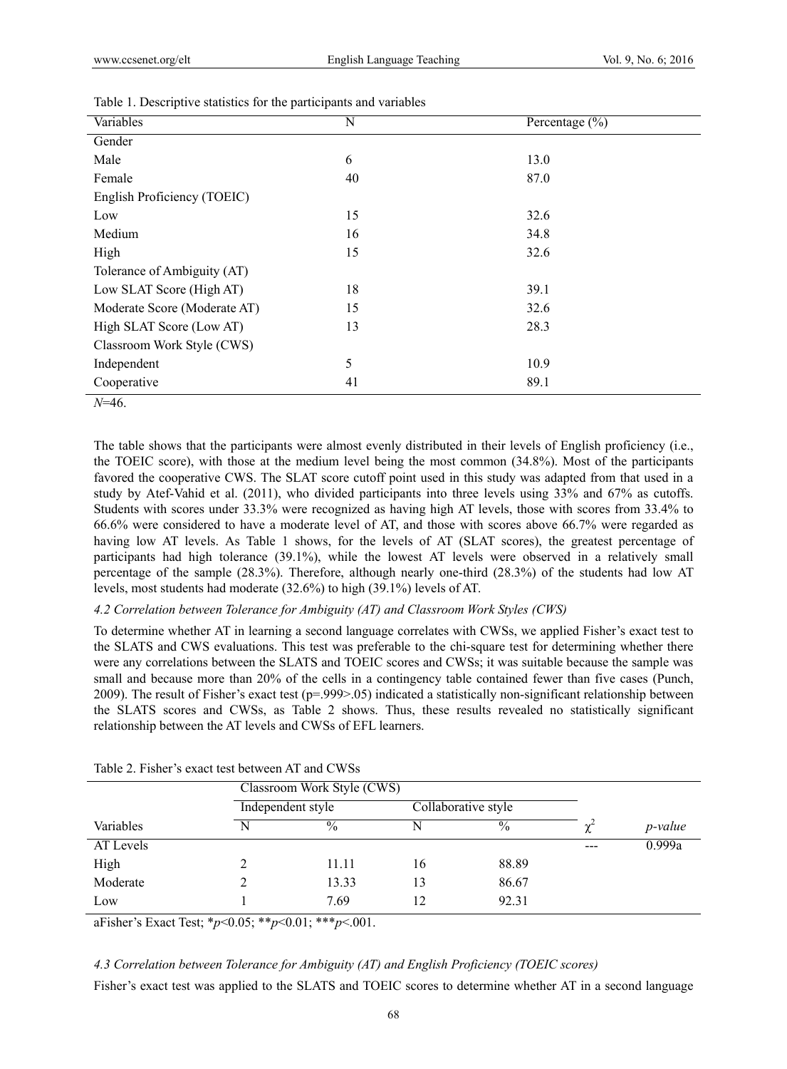Table 1. Descriptive statistics for the participants and variables

| Variables | N | Percentage (%) |
| --- | --- | --- |
| Gender | | |
| Male | 6 | 13.0 |
| Female | 40 | 87.0 |
| English Proficiency (TOEIC) | | |
| Low | 15 | 32.6 |
| Medium | 16 | 34.8 |
| High | 15 | 32.6 |
| Tolerance of Ambiguity (AT) | | |
| Low SLAT Score (High AT) | 18 | 39.1 |
| Moderate Score (Moderate AT) | 15 | 32.6 |
| High SLAT Score (Low AT) | 13 | 28.3 |
| Classroom Work Style (CWS) | | |
| Independent | 5 | 10.9 |
| Cooperative | 41 | 89.1 |

*N*=46.

The table shows that the participants were almost evenly distributed in their levels of English proficiency (i.e., the TOEIC score), with those at the medium level being the most common (34.8%). Most of the participants favored the cooperative CWS. The SLAT score cutoff point used in this study was adapted from that used in a study by Atef-Vahid et al. (2011), who divided participants into three levels using 33% and 67% as cutoffs. Students with scores under 33.3% were recognized as having high AT levels, those with scores from 33.4% to 66.6% were considered to have a moderate level of AT, and those with scores above 66.7% were regarded as having low AT levels. As Table 1 shows, for the levels of AT (SLAT scores), the greatest percentage of participants had high tolerance (39.1%), while the lowest AT levels were observed in a relatively small percentage of the sample (28.3%). Therefore, although nearly one-third (28.3%) of the students had low AT levels, most students had moderate (32.6%) to high (39.1%) levels of AT.

### *4.2 Correlation between Tolerance for Ambiguity (AT) and Classroom Work Styles (CWS)*

To determine whether AT in learning a second language correlates with CWSs, we applied Fisher's exact test to the SLATS and CWS evaluations. This test was preferable to the chi-square test for determining whether there were any correlations between the SLATS and TOEIC scores and CWSs; it was suitable because the sample was small and because more than 20% of the cells in a contingency table contained fewer than five cases (Punch, 2009). The result of Fisher's exact test ($p=.999>.05$) indicated a statistically non-significant relationship between the SLATS scores and CWSs, as Table 2 shows. Thus, these results revealed no statistically significant relationship between the AT levels and CWSs of EFL learners.

Table 2. Fisher's exact test between AT and CWSs

| | Classroom Work Style (CWS) | | | | | |
| --- | --- | --- | --- | --- | --- | --- |
| | Independent style | | Collaborative style | | | |
| Variables | N | % | N | % | $\chi^2$ | *p-value* |
| AT Levels | | | | | --- | 0.999a |
| High | 2 | 11.11 | 16 | 88.89 | | |
| Moderate | 2 | 13.33 | 13 | 86.67 | | |
| Low | 1 | 7.69 | 12 | 92.31 | | |

aFisher's Exact Test; $^*p<0.05$; $^{**}p<0.01$; $^{***}p<.001$.

### *4.3 Correlation between Tolerance for Ambiguity (AT) and English Proficiency (TOEIC scores)*

Fisher's exact test was applied to the SLATS and TOEIC scores to determine whether AT in a second language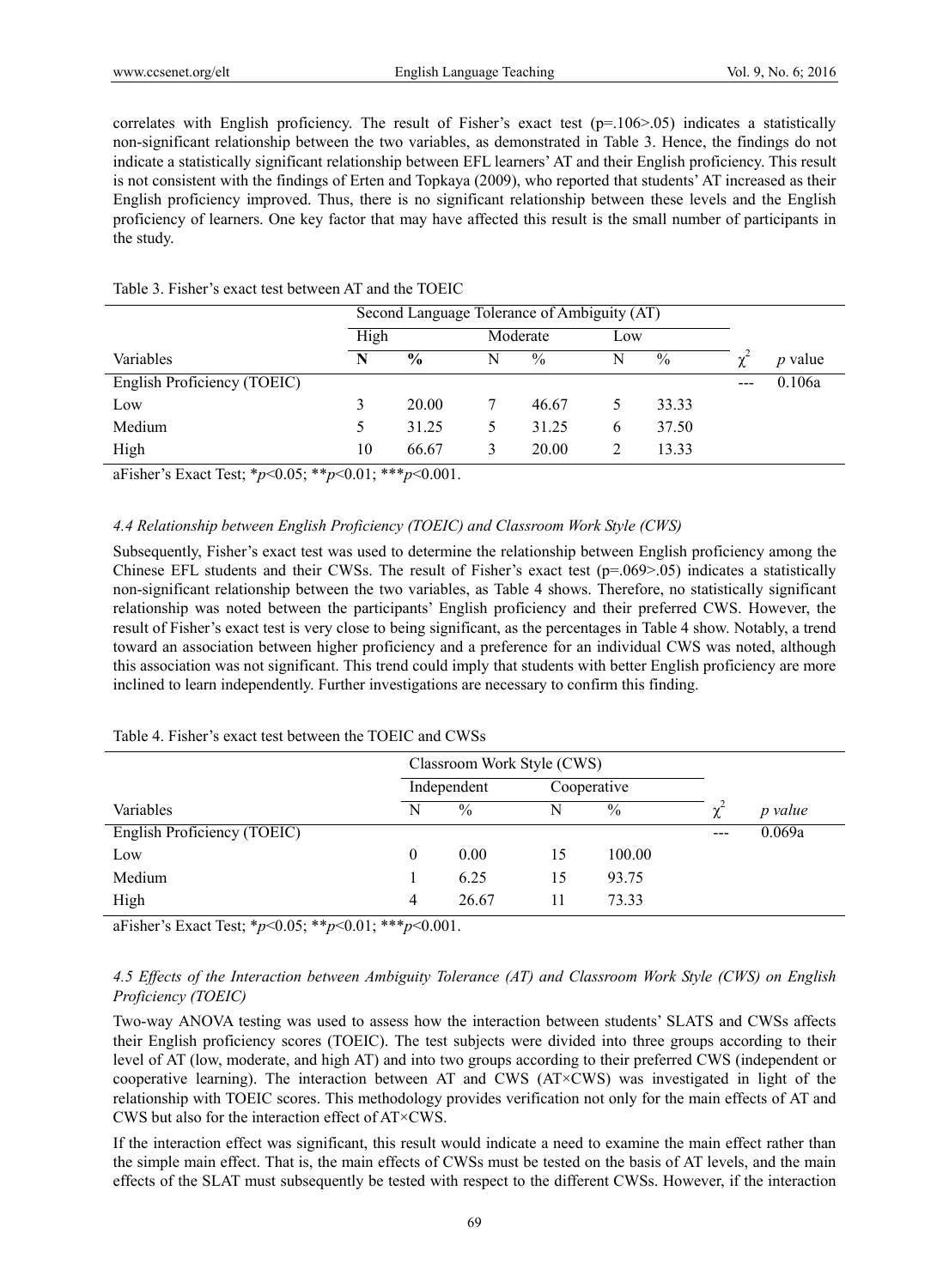correlates with English proficiency. The result of Fisher's exact test (p=.106>.05) indicates a statistically non-significant relationship between the two variables, as demonstrated in Table 3. Hence, the findings do not indicate a statistically significant relationship between EFL learners' AT and their English proficiency. This result is not consistent with the findings of Erten and Topkaya (2009), who reported that students' AT increased as their English proficiency improved. Thus, there is no significant relationship between these levels and the English proficiency of learners. One key factor that may have affected this result is the small number of participants in the study.

Table 3. Fisher's exact test between AT and the TOEIC

| | Second Language Tolerance of Ambiguity (AT) | | | | | | | |
|---|---|---|---|---|---|---|---|---|
| | High | | Moderate | | Low | | | |
| Variables | **N** | **%** | N | % | N | % | $\chi^2$ | *p* value |
| English Proficiency (TOEIC) | | | | | | | --- | 0.106a |
| Low | 3 | 20.00 | 7 | 46.67 | 5 | 33.33 | | |
| Medium | 5 | 31.25 | 5 | 31.25 | 6 | 37.50 | | |
| High | 10 | 66.67 | 3 | 20.00 | 2 | 13.33 | | |

aFisher's Exact Test; \**p*<0.05; \*\**p*<0.01; \*\*\**p*<0.001.

#### *4.4 Relationship between English Proficiency (TOEIC) and Classroom Work Style (CWS)*

Subsequently, Fisher's exact test was used to determine the relationship between English proficiency among the Chinese EFL students and their CWSs. The result of Fisher's exact test (p=.069>.05) indicates a statistically non-significant relationship between the two variables, as Table 4 shows. Therefore, no statistically significant relationship was noted between the participants' English proficiency and their preferred CWS. However, the result of Fisher's exact test is very close to being significant, as the percentages in Table 4 show. Notably, a trend toward an association between higher proficiency and a preference for an individual CWS was noted, although this association was not significant. This trend could imply that students with better English proficiency are more inclined to learn independently. Further investigations are necessary to confirm this finding.

Table 4. Fisher's exact test between the TOEIC and CWSs

| | Classroom Work Style (CWS) | | | | | |
|---|---|---|---|---|---|---|
| | Independent | | Cooperative | | | |
| Variables | N | % | N | % | $\chi^2$ | *p value* |
| English Proficiency (TOEIC) | | | | | --- | 0.069a |
| Low | 0 | 0.00 | 15 | 100.00 | | |
| Medium | 1 | 6.25 | 15 | 93.75 | | |
| High | 4 | 26.67 | 11 | 73.33 | | |

aFisher's Exact Test; \**p*<0.05; \*\**p*<0.01; \*\*\**p*<0.001.

#### *4.5 Effects of the Interaction between Ambiguity Tolerance (AT) and Classroom Work Style (CWS) on English Proficiency (TOEIC)*

Two-way ANOVA testing was used to assess how the interaction between students' SLATS and CWSs affects their English proficiency scores (TOEIC). The test subjects were divided into three groups according to their level of AT (low, moderate, and high AT) and into two groups according to their preferred CWS (independent or cooperative learning). The interaction between AT and CWS (AT×CWS) was investigated in light of the relationship with TOEIC scores. This methodology provides verification not only for the main effects of AT and CWS but also for the interaction effect of AT×CWS.

If the interaction effect was significant, this result would indicate a need to examine the main effect rather than the simple main effect. That is, the main effects of CWSs must be tested on the basis of AT levels, and the main effects of the SLAT must subsequently be tested with respect to the different CWSs. However, if the interaction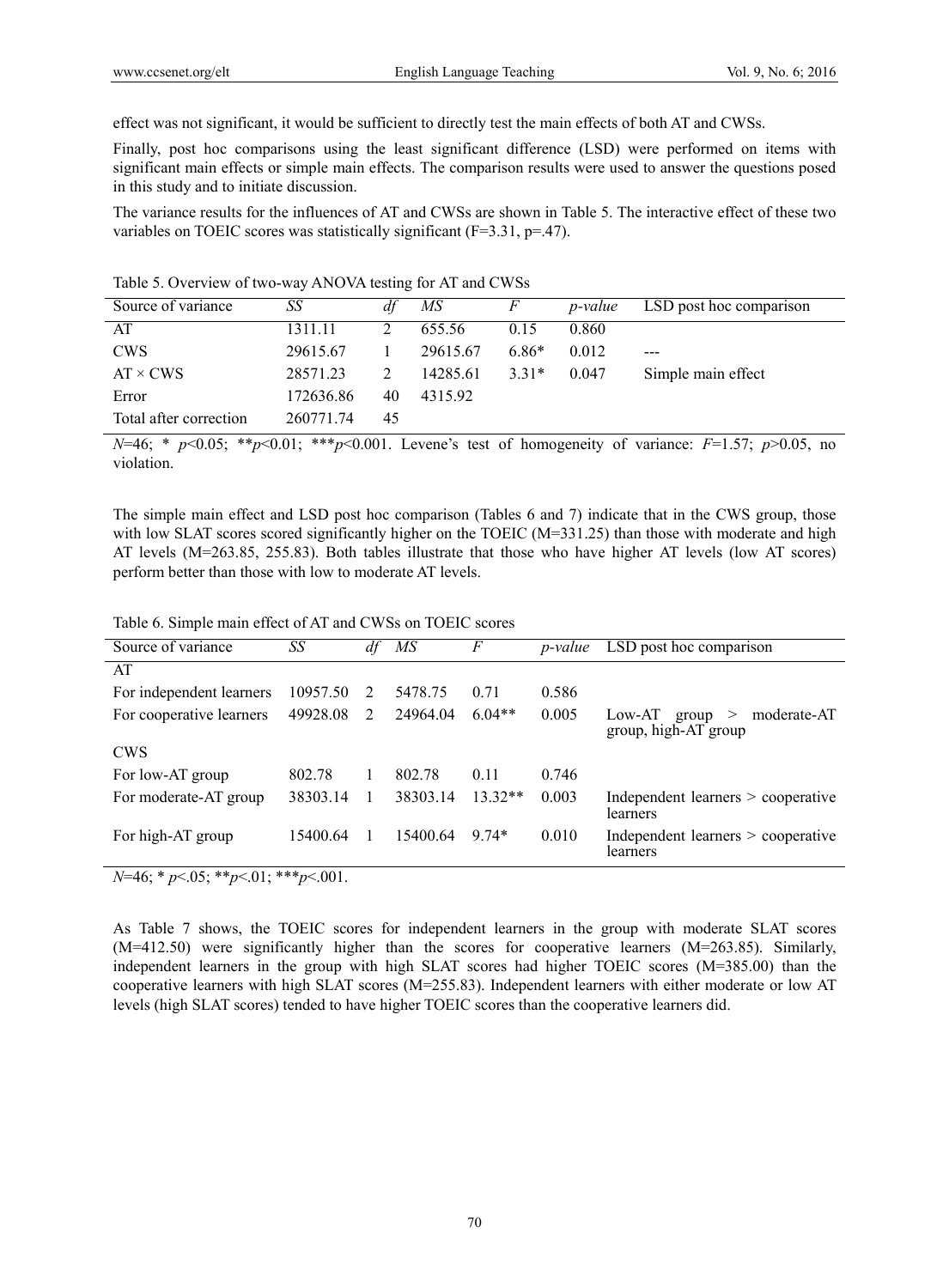effect was not significant, it would be sufficient to directly test the main effects of both AT and CWSs.

Finally, post hoc comparisons using the least significant difference (LSD) were performed on items with significant main effects or simple main effects. The comparison results were used to answer the questions posed in this study and to initiate discussion.

The variance results for the influences of AT and CWSs are shown in Table 5. The interactive effect of these two variables on TOEIC scores was statistically significant ($F$=3.31, $p$=.47).

Table 5. Overview of two-way ANOVA testing for AT and CWSs

| Source of variance | *SS* | *df* | *MS* | *F* | *p-value* | LSD post hoc comparison |
|---|---|---|---|---|---|---|
| AT | 1311.11 | 2 | 655.56 | 0.15 | 0.860 | |
| CWS | 29615.67 | 1 | 29615.67 | 6.86* | 0.012 | --- |
| AT × CWS | 28571.23 | 2 | 14285.61 | 3.31* | 0.047 | Simple main effect |
| Error | 172636.86 | 40 | 4315.92 | | | |
| Total after correction | 260771.74 | 45 | | | | |

$N$=46; * $p$<0.05; ** $p$<0.01; *** $p$<0.001. Levene's test of homogeneity of variance: $F$=1.57; $p$>0.05, no violation.

The simple main effect and LSD post hoc comparison (Tables 6 and 7) indicate that in the CWS group, those with low SLAT scores scored significantly higher on the TOEIC (M=331.25) than those with moderate and high AT levels (M=263.85, 255.83). Both tables illustrate that those who have higher AT levels (low AT scores) perform better than those with low to moderate AT levels.

Table 6. Simple main effect of AT and CWSs on TOEIC scores

| Source of variance | *SS* | *df* | *MS* | *F* | *p-value* | LSD post hoc comparison |
|---|---|---|---|---|---|---|
| AT | | | | | | |
| For independent learners | 10957.50 | 2 | 5478.75 | 0.71 | 0.586 | |
| For cooperative learners | 49928.08 | 2 | 24964.04 | 6.04** | 0.005 | Low-AT group > moderate-AT group, high-AT group |
| CWS | | | | | | |
| For low-AT group | 802.78 | 1 | 802.78 | 0.11 | 0.746 | |
| For moderate-AT group | 38303.14 | 1 | 38303.14 | 13.32** | 0.003 | Independent learners > cooperative learners |
| For high-AT group | 15400.64 | 1 | 15400.64 | 9.74* | 0.010 | Independent learners > cooperative learners |

$N$=46; * $p$<.05; ** $p$<.01; *** $p$<.001.

As Table 7 shows, the TOEIC scores for independent learners in the group with moderate SLAT scores (M=412.50) were significantly higher than the scores for cooperative learners (M=263.85). Similarly, independent learners in the group with high SLAT scores had higher TOEIC scores (M=385.00) than the cooperative learners with high SLAT scores (M=255.83). Independent learners with either moderate or low AT levels (high SLAT scores) tended to have higher TOEIC scores than the cooperative learners did.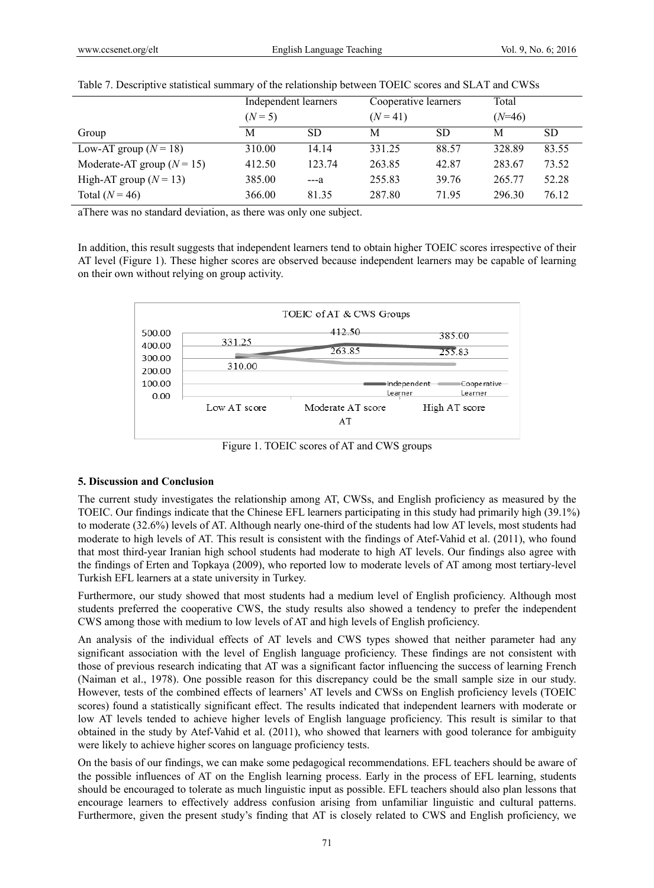Table 7. Descriptive statistical summary of the relationship between TOEIC scores and SLAT and CWSs

| | Independent learners | | Cooperative learners | | Total | |
|---|---|---|---|---|---|---|
| | ($N$ = 5) | | ($N$ = 41) | | ($N$=46) | |
| Group | M | SD | M | SD | M | SD |
| Low-AT group ($N$ = 18) | 310.00 | 14.14 | 331.25 | 88.57 | 328.89 | 83.55 |
| Moderate-AT group ($N$ = 15) | 412.50 | 123.74 | 263.85 | 42.87 | 283.67 | 73.52 |
| High-AT group ($N$ = 13) | 385.00 | ---a | 255.83 | 39.76 | 265.77 | 52.28 |
| Total ($N$ = 46) | 366.00 | 81.35 | 287.80 | 71.95 | 296.30 | 76.12 |

aThere was no standard deviation, as there was only one subject.

In addition, this result suggests that independent learners tend to obtain higher TOEIC scores irrespective of their AT level (Figure 1). These higher scores are observed because independent learners may be capable of learning on their own without relying on group activity.

TOEIC of AT & CWS Groups

500.00
400.00
300.00
200.00
100.00
0.00

331.25
310.00
412.50
263.85
385.00
255.83

Independent Learner
Cooperative Learner

Low AT score
Moderate AT score
High AT score
AT

Figure 1. TOEIC scores of AT and CWS groups

## 5. Discussion and Conclusion

The current study investigates the relationship among AT, CWSs, and English proficiency as measured by the TOEIC. Our findings indicate that the Chinese EFL learners participating in this study had primarily high (39.1%) to moderate (32.6%) levels of AT. Although nearly one-third of the students had low AT levels, most students had moderate to high levels of AT. This result is consistent with the findings of Atef-Vahid et al. (2011), who found that most third-year Iranian high school students had moderate to high AT levels. Our findings also agree with the findings of Erten and Topkaya (2009), who reported low to moderate levels of AT among most tertiary-level Turkish EFL learners at a state university in Turkey.

Furthermore, our study showed that most students had a medium level of English proficiency. Although most students preferred the cooperative CWS, the study results also showed a tendency to prefer the independent CWS among those with medium to low levels of AT and high levels of English proficiency.

An analysis of the individual effects of AT levels and CWS types showed that neither parameter had any significant association with the level of English language proficiency. These findings are not consistent with those of previous research indicating that AT was a significant factor influencing the success of learning French (Naiman et al., 1978). One possible reason for this discrepancy could be the small sample size in our study. However, tests of the combined effects of learners' AT levels and CWSs on English proficiency levels (TOEIC scores) found a statistically significant effect. The results indicated that independent learners with moderate or low AT levels tended to achieve higher levels of English language proficiency. This result is similar to that obtained in the study by Atef-Vahid et al. (2011), who showed that learners with good tolerance for ambiguity were likely to achieve higher scores on language proficiency tests.

On the basis of our findings, we can make some pedagogical recommendations. EFL teachers should be aware of the possible influences of AT on the English learning process. Early in the process of EFL learning, students should be encouraged to tolerate as much linguistic input as possible. EFL teachers should also plan lessons that encourage learners to effectively address confusion arising from unfamiliar linguistic and cultural patterns. Furthermore, given the present study's finding that AT is closely related to CWS and English proficiency, we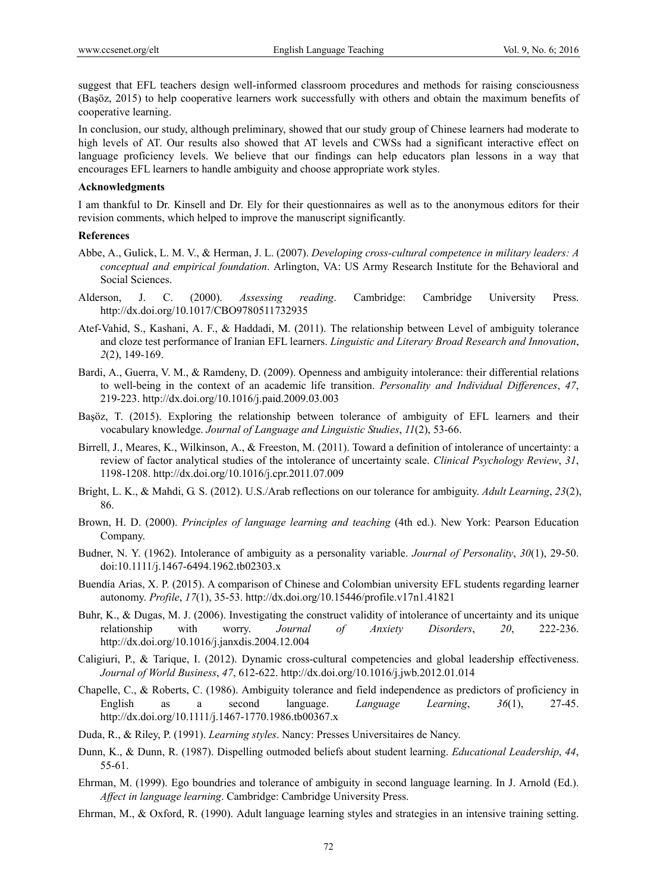suggest that EFL teachers design well-informed classroom procedures and methods for raising consciousness (Başöz, 2015) to help cooperative learners work successfully with others and obtain the maximum benefits of cooperative learning.

In conclusion, our study, although preliminary, showed that our study group of Chinese learners had moderate to high levels of AT. Our results also showed that AT levels and CWSs had a significant interactive effect on language proficiency levels. We believe that our findings can help educators plan lessons in a way that encourages EFL learners to handle ambiguity and choose appropriate work styles.

### Acknowledgments

I am thankful to Dr. Kinsell and Dr. Ely for their questionnaires as well as to the anonymous editors for their revision comments, which helped to improve the manuscript significantly.

### References

Abbe, A., Gulick, L. M. V., & Herman, J. L. (2007). *Developing cross-cultural competence in military leaders: A conceptual and empirical foundation*. Arlington, VA: US Army Research Institute for the Behavioral and Social Sciences.

Alderson, J. C. (2000). *Assessing reading*. Cambridge: Cambridge University Press. http://dx.doi.org/10.1017/CBO9780511732935

Atef-Vahid, S., Kashani, A. F., & Haddadi, M. (2011). The relationship between Level of ambiguity tolerance and cloze test performance of Iranian EFL learners. *Linguistic and Literary Broad Research and Innovation*, *2*(2), 149-169.

Bardi, A., Guerra, V. M., & Ramdeny, D. (2009). Openness and ambiguity intolerance: their differential relations to well-being in the context of an academic life transition. *Personality and Individual Differences*, *47*, 219-223. http://dx.doi.org/10.1016/j.paid.2009.03.003

Başöz, T. (2015). Exploring the relationship between tolerance of ambiguity of EFL learners and their vocabulary knowledge. *Journal of Language and Linguistic Studies*, *11*(2), 53-66.

Birrell, J., Meares, K., Wilkinson, A., & Freeston, M. (2011). Toward a definition of intolerance of uncertainty: a review of factor analytical studies of the intolerance of uncertainty scale. *Clinical Psychology Review*, *31*, 1198-1208. http://dx.doi.org/10.1016/j.cpr.2011.07.009

Bright, L. K., & Mahdi, G. S. (2012). U.S./Arab reflections on our tolerance for ambiguity. *Adult Learning*, *23*(2), 86.

Brown, H. D. (2000). *Principles of language learning and teaching* (4th ed.). New York: Pearson Education Company.

Budner, N. Y. (1962). Intolerance of ambiguity as a personality variable. *Journal of Personality*, *30*(1), 29-50. doi:10.1111/j.1467-6494.1962.tb02303.x

Buendía Arias, X. P. (2015). A comparison of Chinese and Colombian university EFL students regarding learner autonomy. *Profile*, *17*(1), 35-53. http://dx.doi.org/10.15446/profile.v17n1.41821

Buhr, K., & Dugas, M. J. (2006). Investigating the construct validity of intolerance of uncertainty and its unique relationship with worry. *Journal of Anxiety Disorders*, *20*, 222-236. http://dx.doi.org/10.1016/j.janxdis.2004.12.004

Caligiuri, P., & Tarique, I. (2012). Dynamic cross-cultural competencies and global leadership effectiveness. *Journal of World Business*, *47*, 612-622. http://dx.doi.org/10.1016/j.jwb.2012.01.014

Chapelle, C., & Roberts, C. (1986). Ambiguity tolerance and field independence as predictors of proficiency in English as a second language. *Language Learning*, *36*(1), 27-45. http://dx.doi.org/10.1111/j.1467-1770.1986.tb00367.x

Duda, R., & Riley, P. (1991). *Learning styles*. Nancy: Presses Universitaires de Nancy.

Dunn, K., & Dunn, R. (1987). Dispelling outmoded beliefs about student learning. *Educational Leadership*, *44*, 55-61.

Ehrman, M. (1999). Ego boundries and tolerance of ambiguity in second language learning. In J. Arnold (Ed.). *Affect in language learning*. Cambridge: Cambridge University Press.

Ehrman, M., & Oxford, R. (1990). Adult language learning styles and strategies in an intensive training setting.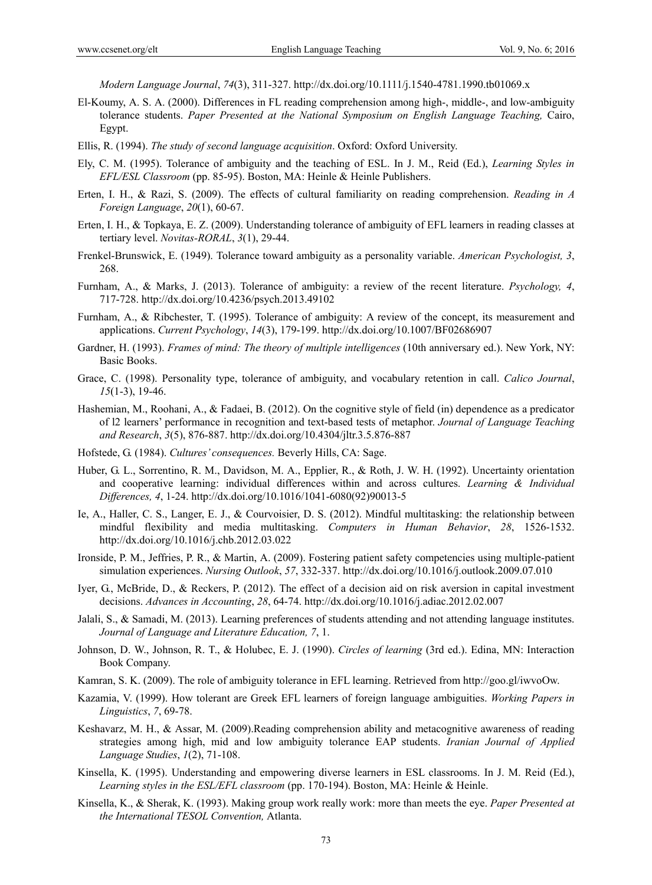*Modern Language Journal*, *74*(3), 311-327. http://dx.doi.org/10.1111/j.1540-4781.1990.tb01069.x

El-Koumy, A. S. A. (2000). Differences in FL reading comprehension among high-, middle-, and low-ambiguity tolerance students. *Paper Presented at the National Symposium on English Language Teaching,* Cairo, Egypt.

Ellis, R. (1994). *The study of second language acquisition*. Oxford: Oxford University.

Ely, C. M. (1995). Tolerance of ambiguity and the teaching of ESL. In J. M., Reid (Ed.), *Learning Styles in EFL/ESL Classroom* (pp. 85-95). Boston, MA: Heinle & Heinle Publishers.

Erten, I. H., & Razi, S. (2009). The effects of cultural familiarity on reading comprehension. *Reading in A Foreign Language*, *20*(1), 60-67.

Erten, I. H., & Topkaya, E. Z. (2009). Understanding tolerance of ambiguity of EFL learners in reading classes at tertiary level. *Novitas-RORAL*, *3*(1), 29-44.

Frenkel-Brunswick, E. (1949). Tolerance toward ambiguity as a personality variable. *American Psychologist, 3*, 268.

Furnham, A., & Marks, J. (2013). Tolerance of ambiguity: a review of the recent literature. *Psychology, 4*, 717-728. http://dx.doi.org/10.4236/psych.2013.49102

Furnham, A., & Ribchester, T. (1995). Tolerance of ambiguity: A review of the concept, its measurement and applications. *Current Psychology*, *14*(3), 179-199. http://dx.doi.org/10.1007/BF02686907

Gardner, H. (1993). *Frames of mind: The theory of multiple intelligences* (10th anniversary ed.). New York, NY: Basic Books.

Grace, C. (1998). Personality type, tolerance of ambiguity, and vocabulary retention in call. *Calico Journal*, *15*(1-3), 19-46.

Hashemian, M., Roohani, A., & Fadaei, B. (2012). On the cognitive style of field (in) dependence as a predicator of l2 learners' performance in recognition and text-based tests of metaphor. *Journal of Language Teaching and Research*, *3*(5), 876-887. http://dx.doi.org/10.4304/jltr.3.5.876-887

Hofstede, G. (1984). *Cultures' consequences.* Beverly Hills, CA: Sage.

Huber, G. L., Sorrentino, R. M., Davidson, M. A., Epplier, R., & Roth, J. W. H. (1992). Uncertainty orientation and cooperative learning: individual differences within and across cultures. *Learning & Individual Differences, 4*, 1-24. http://dx.doi.org/10.1016/1041-6080(92)90013-5

Ie, A., Haller, C. S., Langer, E. J., & Courvoisier, D. S. (2012). Mindful multitasking: the relationship between mindful flexibility and media multitasking. *Computers in Human Behavior*, *28*, 1526-1532. http://dx.doi.org/10.1016/j.chb.2012.03.022

Ironside, P. M., Jeffries, P. R., & Martin, A. (2009). Fostering patient safety competencies using multiple-patient simulation experiences. *Nursing Outlook*, *57*, 332-337. http://dx.doi.org/10.1016/j.outlook.2009.07.010

Iyer, G., McBride, D., & Reckers, P. (2012). The effect of a decision aid on risk aversion in capital investment decisions. *Advances in Accounting*, *28*, 64-74. http://dx.doi.org/10.1016/j.adiac.2012.02.007

Jalali, S., & Samadi, M. (2013). Learning preferences of students attending and not attending language institutes. *Journal of Language and Literature Education, 7*, 1.

Johnson, D. W., Johnson, R. T., & Holubec, E. J. (1990). *Circles of learning* (3rd ed.). Edina, MN: Interaction Book Company.

Kamran, S. K. (2009). The role of ambiguity tolerance in EFL learning. Retrieved from http://goo.gl/iwvoOw.

Kazamia, V. (1999). How tolerant are Greek EFL learners of foreign language ambiguities. *Working Papers in Linguistics*, *7*, 69-78.

Keshavarz, M. H., & Assar, M. (2009).Reading comprehension ability and metacognitive awareness of reading strategies among high, mid and low ambiguity tolerance EAP students. *Iranian Journal of Applied Language Studies*, *1*(2), 71-108.

Kinsella, K. (1995). Understanding and empowering diverse learners in ESL classrooms. In J. M. Reid (Ed.), *Learning styles in the ESL/EFL classroom* (pp. 170-194). Boston, MA: Heinle & Heinle.

Kinsella, K., & Sherak, K. (1993). Making group work really work: more than meets the eye. *Paper Presented at the International TESOL Convention,* Atlanta.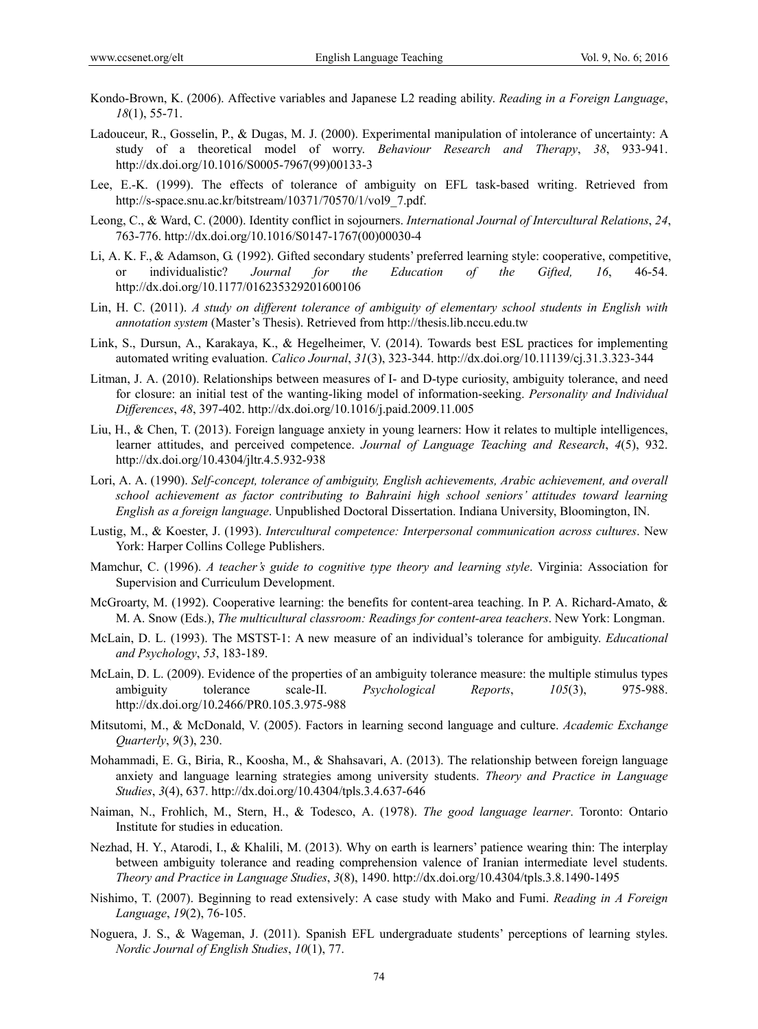Kondo-Brown, K. (2006). Affective variables and Japanese L2 reading ability. *Reading in a Foreign Language*, *18*(1), 55-71.

Ladouceur, R., Gosselin, P., & Dugas, M. J. (2000). Experimental manipulation of intolerance of uncertainty: A study of a theoretical model of worry. *Behaviour Research and Therapy*, *38*, 933-941. http://dx.doi.org/10.1016/S0005-7967(99)00133-3

Lee, E.-K. (1999). The effects of tolerance of ambiguity on EFL task-based writing. Retrieved from http://s-space.snu.ac.kr/bitstream/10371/70570/1/vol9_7.pdf.

Leong, C., & Ward, C. (2000). Identity conflict in sojourners. *International Journal of Intercultural Relations*, *24*, 763-776. http://dx.doi.org/10.1016/S0147-1767(00)00030-4

Li, A. K. F., & Adamson, G. (1992). Gifted secondary students' preferred learning style: cooperative, competitive, or individualistic? *Journal for the Education of the Gifted, 16*, 46-54. http://dx.doi.org/10.1177/016235329201600106

Lin, H. C. (2011). *A study on different tolerance of ambiguity of elementary school students in English with annotation system* (Master's Thesis). Retrieved from http://thesis.lib.nccu.edu.tw

Link, S., Dursun, A., Karakaya, K., & Hegelheimer, V. (2014). Towards best ESL practices for implementing automated writing evaluation. *Calico Journal*, *31*(3), 323-344. http://dx.doi.org/10.11139/cj.31.3.323-344

Litman, J. A. (2010). Relationships between measures of I- and D-type curiosity, ambiguity tolerance, and need for closure: an initial test of the wanting-liking model of information-seeking. *Personality and Individual Differences*, *48*, 397-402. http://dx.doi.org/10.1016/j.paid.2009.11.005

Liu, H., & Chen, T. (2013). Foreign language anxiety in young learners: How it relates to multiple intelligences, learner attitudes, and perceived competence. *Journal of Language Teaching and Research*, *4*(5), 932. http://dx.doi.org/10.4304/jltr.4.5.932-938

Lori, A. A. (1990). *Self-concept, tolerance of ambiguity, English achievements, Arabic achievement, and overall school achievement as factor contributing to Bahraini high school seniors' attitudes toward learning English as a foreign language*. Unpublished Doctoral Dissertation. Indiana University, Bloomington, IN.

Lustig, M., & Koester, J. (1993). *Intercultural competence: Interpersonal communication across cultures*. New York: Harper Collins College Publishers.

Mamchur, C. (1996). *A teacher's guide to cognitive type theory and learning style*. Virginia: Association for Supervision and Curriculum Development.

McGroarty, M. (1992). Cooperative learning: the benefits for content-area teaching. In P. A. Richard-Amato, & M. A. Snow (Eds.), *The multicultural classroom: Readings for content-area teachers*. New York: Longman.

McLain, D. L. (1993). The MSTST-1: A new measure of an individual's tolerance for ambiguity. *Educational and Psychology*, *53*, 183-189.

McLain, D. L. (2009). Evidence of the properties of an ambiguity tolerance measure: the multiple stimulus types ambiguity tolerance scale-II. *Psychological Reports*, *105*(3), 975-988. http://dx.doi.org/10.2466/PR0.105.3.975-988

Mitsutomi, M., & McDonald, V. (2005). Factors in learning second language and culture. *Academic Exchange Quarterly*, *9*(3), 230.

Mohammadi, E. G., Biria, R., Koosha, M., & Shahsavari, A. (2013). The relationship between foreign language anxiety and language learning strategies among university students. *Theory and Practice in Language Studies*, *3*(4), 637. http://dx.doi.org/10.4304/tpls.3.4.637-646

Naiman, N., Frohlich, M., Stern, H., & Todesco, A. (1978). *The good language learner*. Toronto: Ontario Institute for studies in education.

Nezhad, H. Y., Atarodi, I., & Khalili, M. (2013). Why on earth is learners' patience wearing thin: The interplay between ambiguity tolerance and reading comprehension valence of Iranian intermediate level students. *Theory and Practice in Language Studies*, *3*(8), 1490. http://dx.doi.org/10.4304/tpls.3.8.1490-1495

Nishimo, T. (2007). Beginning to read extensively: A case study with Mako and Fumi. *Reading in A Foreign Language*, *19*(2), 76-105.

Noguera, J. S., & Wageman, J. (2011). Spanish EFL undergraduate students' perceptions of learning styles. *Nordic Journal of English Studies*, *10*(1), 77.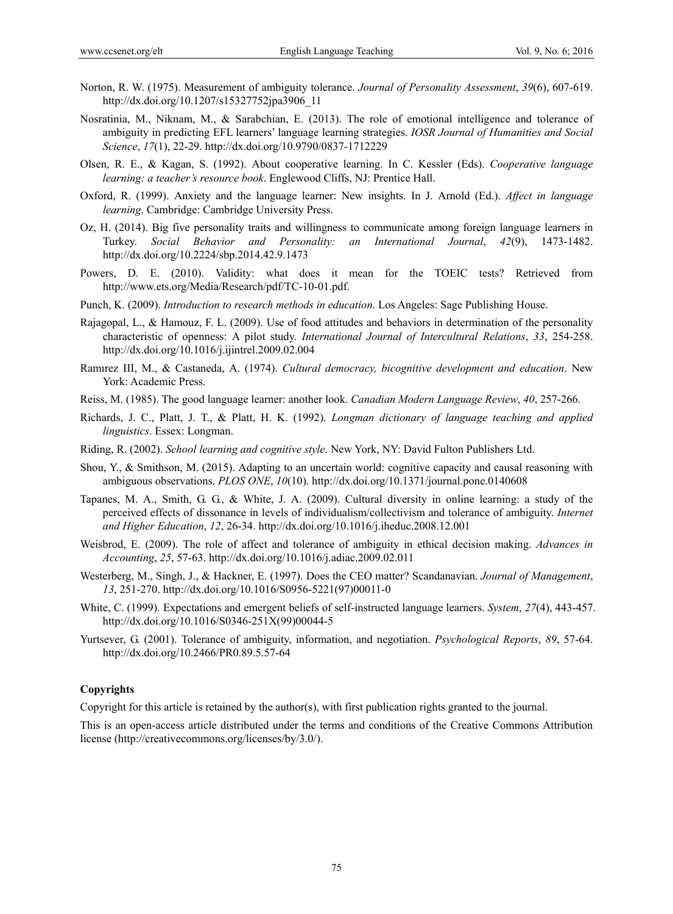Norton, R. W. (1975). Measurement of ambiguity tolerance. *Journal of Personality Assessment*, *39*(6), 607-619. http://dx.doi.org/10.1207/s15327752jpa3906_11

Nosratinia, M., Niknam, M., & Sarabchian, E. (2013). The role of emotional intelligence and tolerance of ambiguity in predicting EFL learners' language learning strategies. *IOSR Journal of Humanities and Social Science*, *17*(1), 22-29. http://dx.doi.org/10.9790/0837-1712229

Olsen, R. E., & Kagan, S. (1992). About cooperative learning. In C. Kessler (Eds). *Cooperative language learning: a teacher's resource book*. Englewood Cliffs, NJ: Prentice Hall.

Oxford, R. (1999). Anxiety and the language learner: New insights. In J. Arnold (Ed.). *Affect in language learning*. Cambridge: Cambridge University Press.

Oz, H. (2014). Big five personality traits and willingness to communicate among foreign language learners in Turkey. *Social Behavior and Personality: an International Journal*, *42*(9), 1473-1482. http://dx.doi.org/10.2224/sbp.2014.42.9.1473

Powers, D. E. (2010). Validity: what does it mean for the TOEIC tests? Retrieved from http://www.ets.org/Media/Research/pdf/TC-10-01.pdf.

Punch, K. (2009). *Introduction to research methods in education*. Los Angeles: Sage Publishing House.

Rajagopal, L., & Hamouz, F. L. (2009). Use of food attitudes and behaviors in determination of the personality characteristic of openness: A pilot study. *International Journal of Intercultural Relations*, *33*, 254-258. http://dx.doi.org/10.1016/j.ijintrel.2009.02.004

Ramırez III, M., & Castaneda, A. (1974). *Cultural democracy, bicognitive development and education*. New York: Academic Press.

Reiss, M. (1985). The good language learner: another look. *Canadian Modern Language Review*, *40*, 257-266.

Richards, J. C., Platt, J. T., & Platt, H. K. (1992). *Longman dictionary of language teaching and applied linguistics*. Essex: Longman.

Riding, R. (2002). *School learning and cognitive style*. New York, NY: David Fulton Publishers Ltd.

Shou, Y., & Smithson, M. (2015). Adapting to an uncertain world: cognitive capacity and causal reasoning with ambiguous observations. *PLOS ONE*, *10*(10). http://dx.doi.org/10.1371/journal.pone.0140608

Tapanes, M. A., Smith, G. G., & White, J. A. (2009). Cultural diversity in online learning: a study of the perceived effects of dissonance in levels of individualism/collectivism and tolerance of ambiguity. *Internet and Higher Education*, *12*, 26-34. http://dx.doi.org/10.1016/j.iheduc.2008.12.001

Weisbrod, E. (2009). The role of affect and tolerance of ambiguity in ethical decision making. *Advances in Accounting*, *25*, 57-63. http://dx.doi.org/10.1016/j.adiac.2009.02.011

Westerberg, M., Singh, J., & Hackner, E. (1997). Does the CEO matter? Scandanavian. *Journal of Management*, *13*, 251-270. http://dx.doi.org/10.1016/S0956-5221(97)00011-0

White, C. (1999). Expectations and emergent beliefs of self-instructed language learners. *System*, *27*(4), 443-457. http://dx.doi.org/10.1016/S0346-251X(99)00044-5

Yurtsever, G. (2001). Tolerance of ambiguity, information, and negotiation. *Psychological Reports*, *89*, 57-64. http://dx.doi.org/10.2466/PR0.89.5.57-64

**Copyrights**

Copyright for this article is retained by the author(s), with first publication rights granted to the journal.

This is an open-access article distributed under the terms and conditions of the Creative Commons Attribution license (http://creativecommons.org/licenses/by/3.0/).